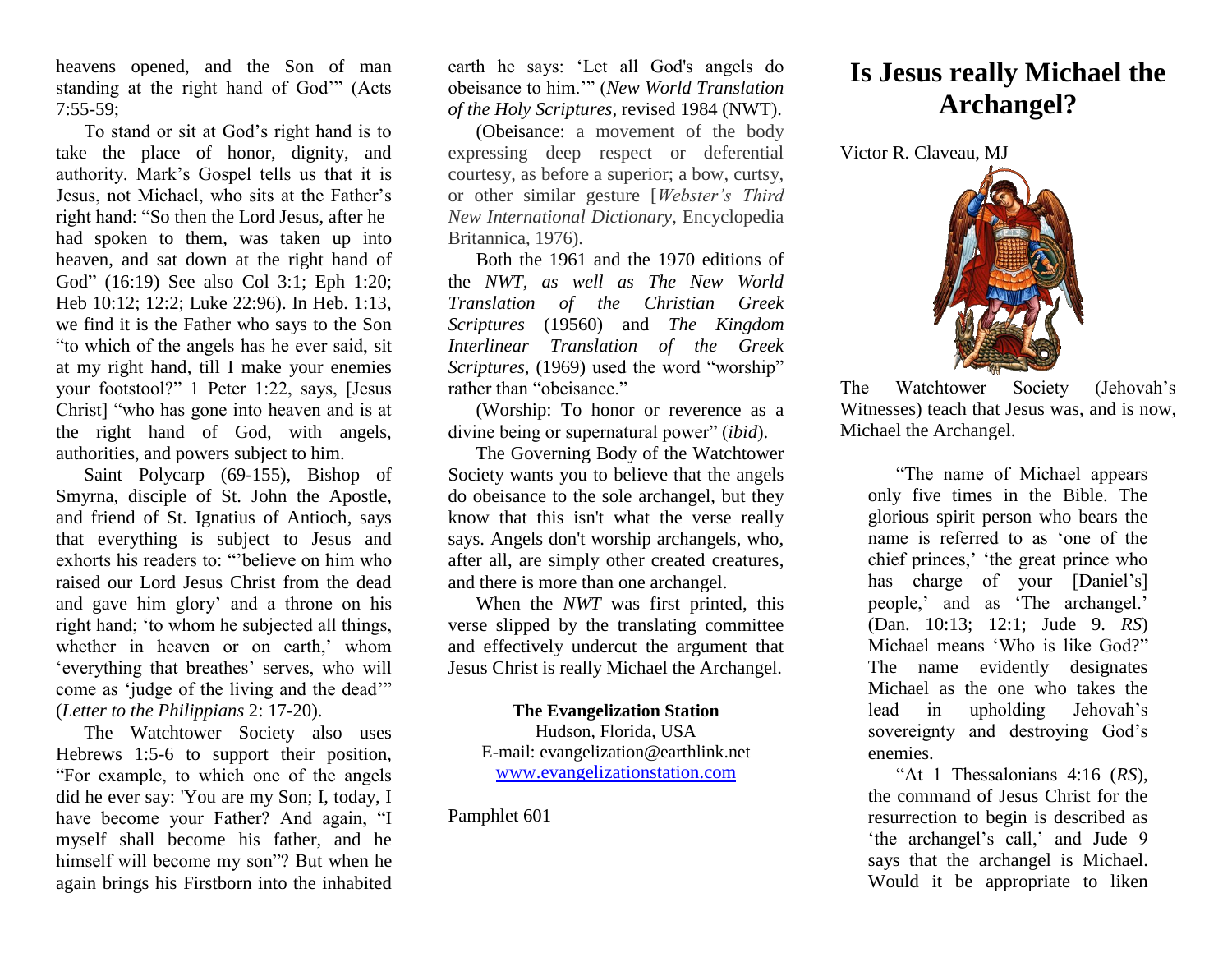heavens opened, and the Son of man standing at the right hand of God'" (Acts 7:55-59;

To stand or sit at God's right hand is to take the place of honor, dignity, and authority. Mark's Gospel tells us that it is Jesus, not Michael, who sits at the Father's right hand: "So then the Lord Jesus, after he had spoken to them, was taken up into heaven, and sat down at the right hand of God" (16:19) See also Col 3:1; Eph 1:20; Heb 10:12; 12:2; Luke 22:96). In Heb. 1:13, we find it is the Father who says to the Son "to which of the angels has he ever said, sit at my right hand, till I make your enemies your footstool?" 1 Peter 1:22, says, [Jesus Christ] "who has gone into heaven and is at the right hand of God, with angels, authorities, and powers subject to him.

Saint Polycarp (69-155), Bishop of Smyrna, disciple of St. John the Apostle, and friend of St. Ignatius of Antioch, says that everything is subject to Jesus and exhorts his readers to: "'believe on him who raised our Lord Jesus Christ from the dead and gave him glory' and a throne on his right hand; 'to whom he subjected all things, whether in heaven or on earth,' whom 'everything that breathes' serves, who will come as 'judge of the living and the dead'" (*Letter to the Philippians* 2: 17-20).

The Watchtower Society also uses Hebrews 1:5-6 to support their position, "For example, to which one of the angels did he ever say: 'You are my Son; I, today, I have become your Father? And again, "I myself shall become his father, and he himself will become my son"? But when he again brings his Firstborn into the inhabited earth he says: 'Let all God's angels do obeisance to him.'" (*New World Translation of the Holy Scriptures,* revised 1984 (NWT).

(Obeisance: a movement of the body expressing deep respect or deferential courtesy, as before a superior; a bow, curtsy, or other similar gesture [*Webster's Third New International Dictionary*, Encyclopedia Britannica, 1976).

Both the 1961 and the 1970 editions of the *NWT, as well as The New World Translation of the Christian Greek Scriptures* (19560) and *The Kingdom Interlinear Translation of the Greek Scriptures*, (1969) used the word "worship" rather than "obeisance."

(Worship: To honor or reverence as a divine being or supernatural power" (*ibid*).

The Governing Body of the Watchtower Society wants you to believe that the angels do obeisance to the sole archangel, but they know that this isn't what the verse really says. Angels don't worship archangels, who, after all, are simply other created creatures, and there is more than one archangel.

When the *NWT* was first printed, this verse slipped by the translating committee and effectively undercut the argument that Jesus Christ is really Michael the Archangel.

**The Evangelization Station**
Hudson, Florida, USA
E-mail: evangelization@earthlink.net
www.evangelizationstation.com

Pamphlet 601

# Is Jesus really Michael the Archangel?

Victor R. Claveau, MJ

The Watchtower Society (Jehovah's Witnesses) teach that Jesus was, and is now, Michael the Archangel.

> "The name of Michael appears only five times in the Bible. The glorious spirit person who bears the name is referred to as 'one of the chief princes,' 'the great prince who has charge of your [Daniel's] people,' and as 'The archangel.' (Dan. 10:13; 12:1; Jude 9. *RS*) Michael means 'Who is like God?" The name evidently designates Michael as the one who takes the lead in upholding Jehovah's sovereignty and destroying God's enemies.
>
> "At 1 Thessalonians 4:16 (*RS*), the command of Jesus Christ for the resurrection to begin is described as 'the archangel's call,' and Jude 9 says that the archangel is Michael. Would it be appropriate to liken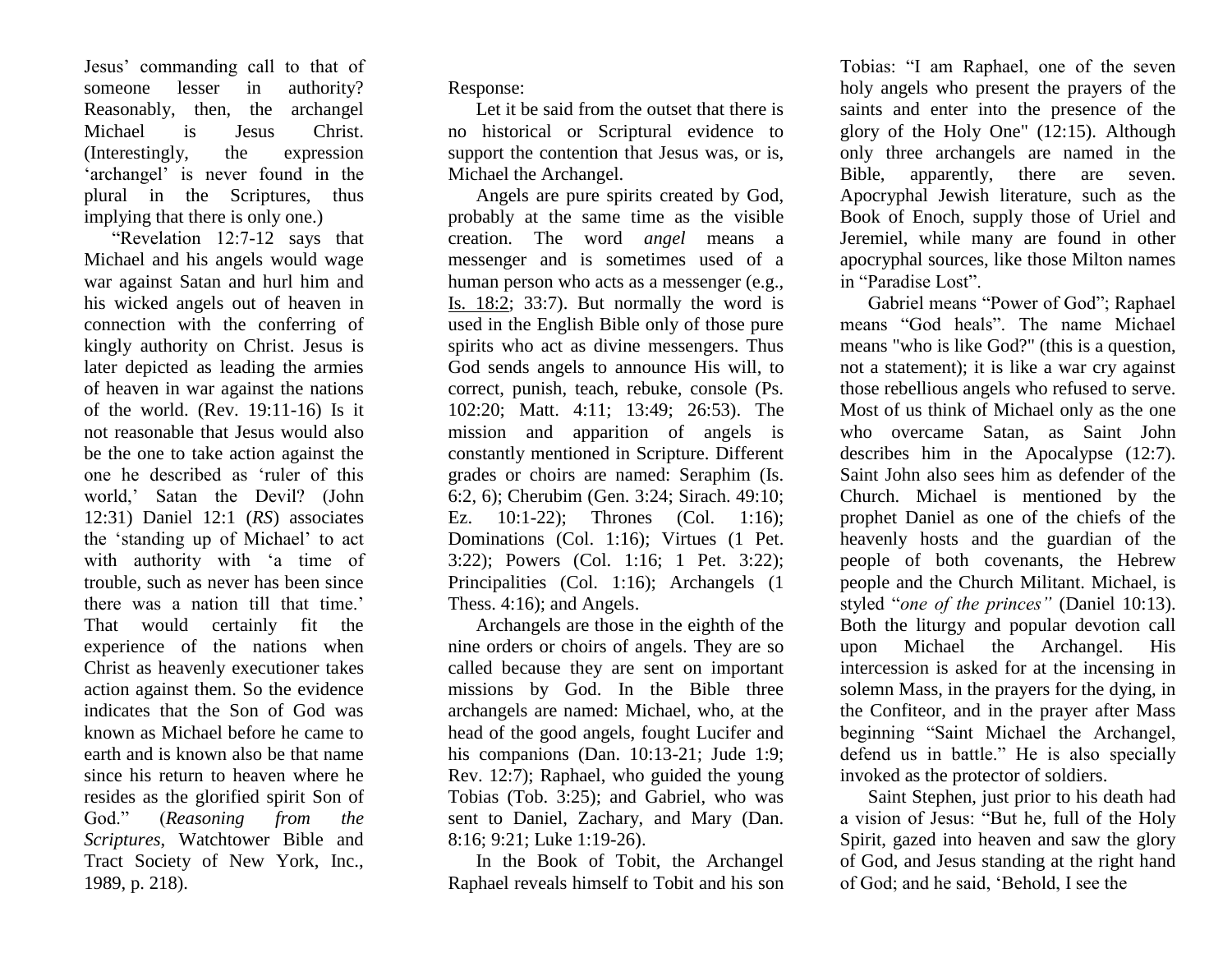Jesus' commanding call to that of someone lesser in authority? Reasonably, then, the archangel Michael is Jesus Christ. (Interestingly, the expression 'archangel' is never found in the plural in the Scriptures, thus implying that there is only one.)

"Revelation 12:7-12 says that Michael and his angels would wage war against Satan and hurl him and his wicked angels out of heaven in connection with the conferring of kingly authority on Christ. Jesus is later depicted as leading the armies of heaven in war against the nations of the world. (Rev. 19:11-16) Is it not reasonable that Jesus would also be the one to take action against the one he described as 'ruler of this world,' Satan the Devil? (John 12:31) Daniel 12:1 (*RS*) associates the 'standing up of Michael' to act with authority with 'a time of trouble, such as never has been since there was a nation till that time.' That would certainly fit the experience of the nations when Christ as heavenly executioner takes action against them. So the evidence indicates that the Son of God was known as Michael before he came to earth and is known also be that name since his return to heaven where he resides as the glorified spirit Son of God." (*Reasoning from the Scriptures*, Watchtower Bible and Tract Society of New York, Inc., 1989, p. 218).

Response:

Let it be said from the outset that there is no historical or Scriptural evidence to support the contention that Jesus was, or is, Michael the Archangel.

Angels are pure spirits created by God, probably at the same time as the visible creation. The word *angel* means a messenger and is sometimes used of a human person who acts as a messenger (e.g., Is. 18:2; 33:7). But normally the word is used in the English Bible only of those pure spirits who act as divine messengers. Thus God sends angels to announce His will, to correct, punish, teach, rebuke, console (Ps. 102:20; Matt. 4:11; 13:49; 26:53). The mission and apparition of angels is constantly mentioned in Scripture. Different grades or choirs are named: Seraphim (Is. 6:2, 6); Cherubim (Gen. 3:24; Sirach. 49:10; Ez. 10:1-22); Thrones (Col. 1:16); Dominations (Col. 1:16); Virtues (1 Pet. 3:22); Powers (Col. 1:16; 1 Pet. 3:22); Principalities (Col. 1:16); Archangels (1 Thess. 4:16); and Angels.

Archangels are those in the eighth of the nine orders or choirs of angels. They are so called because they are sent on important missions by God. In the Bible three archangels are named: Michael, who, at the head of the good angels, fought Lucifer and his companions (Dan. 10:13-21; Jude 1:9; Rev. 12:7); Raphael, who guided the young Tobias (Tob. 3:25); and Gabriel, who was sent to Daniel, Zachary, and Mary (Dan. 8:16; 9:21; Luke 1:19-26).

In the Book of Tobit, the Archangel Raphael reveals himself to Tobit and his son Tobias: "I am Raphael, one of the seven holy angels who present the prayers of the saints and enter into the presence of the glory of the Holy One" (12:15). Although only three archangels are named in the Bible, apparently, there are seven. Apocryphal Jewish literature, such as the Book of Enoch, supply those of Uriel and Jeremiel, while many are found in other apocryphal sources, like those Milton names in "Paradise Lost".

Gabriel means "Power of God"; Raphael means "God heals". The name Michael means "who is like God?" (this is a question, not a statement); it is like a war cry against those rebellious angels who refused to serve. Most of us think of Michael only as the one who overcame Satan, as Saint John describes him in the Apocalypse (12:7). Saint John also sees him as defender of the Church. Michael is mentioned by the prophet Daniel as one of the chiefs of the heavenly hosts and the guardian of the people of both covenants, the Hebrew people and the Church Militant. Michael, is styled "*one of the princes"* (Daniel 10:13). Both the liturgy and popular devotion call upon Michael the Archangel. His intercession is asked for at the incensing in solemn Mass, in the prayers for the dying, in the Confiteor, and in the prayer after Mass beginning "Saint Michael the Archangel, defend us in battle." He is also specially invoked as the protector of soldiers.

Saint Stephen, just prior to his death had a vision of Jesus: "But he, full of the Holy Spirit, gazed into heaven and saw the glory of God, and Jesus standing at the right hand of God; and he said, 'Behold, I see the